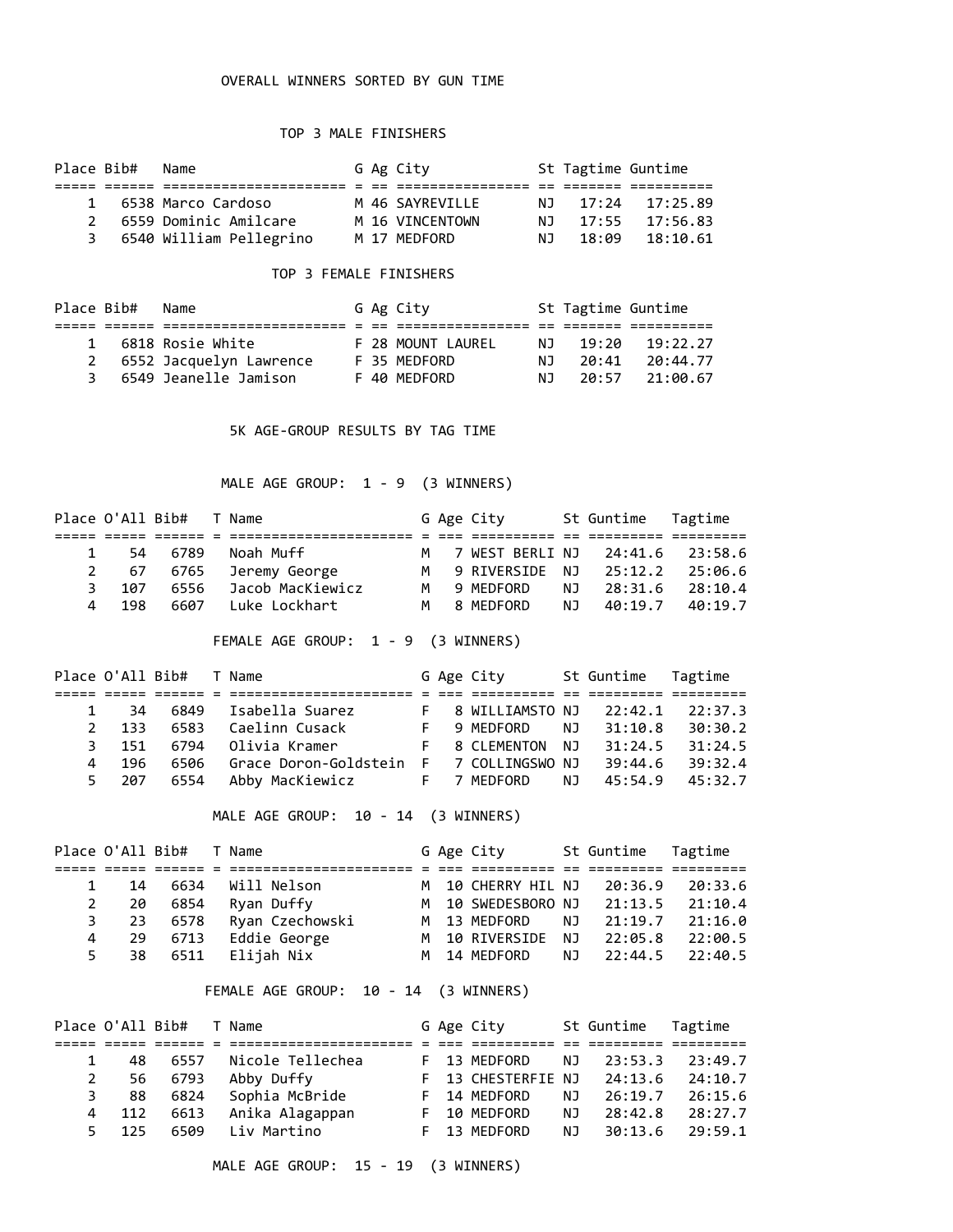## OVERALL WINNERS SORTED BY GUN TIME

### TOP 3 MALE FINISHERS

| Place | Bib# | Name | G | Ag | City | St | Tagtime | Guntime |
|---|---|---|---|---|---|---|---|---|
| 1 | 6538 | Marco Cardoso | M | 46 | SAYREVILLE | NJ | 17:24 | 17:25.89 |
| 2 | 6559 | Dominic Amilcare | M | 16 | VINCENTOWN | NJ | 17:55 | 17:56.83 |
| 3 | 6540 | William Pellegrino | M | 17 | MEDFORD | NJ | 18:09 | 18:10.61 |

### TOP 3 FEMALE FINISHERS

| Place | Bib# | Name | G | Ag | City | St | Tagtime | Guntime |
|---|---|---|---|---|---|---|---|---|
| 1 | 6818 | Rosie White | F | 28 | MOUNT LAUREL | NJ | 19:20 | 19:22.27 |
| 2 | 6552 | Jacquelyn Lawrence | F | 35 | MEDFORD | NJ | 20:41 | 20:44.77 |
| 3 | 6549 | Jeanelle Jamison | F | 40 | MEDFORD | NJ | 20:57 | 21:00.67 |

## 5K AGE-GROUP RESULTS BY TAG TIME

### MALE AGE GROUP: 1 - 9 (3 WINNERS)

| Place | O'All | Bib# | T | Name | G | Age | City | St | Guntime | Tagtime |
|---|---|---|---|---|---|---|---|---|---|---|
| 1 | 54 | 6789 | | Noah Muff | M | 7 | WEST BERLI | NJ | 24:41.6 | 23:58.6 |
| 2 | 67 | 6765 | | Jeremy George | M | 9 | RIVERSIDE | NJ | 25:12.2 | 25:06.6 |
| 3 | 107 | 6556 | | Jacob MacKiewicz | M | 9 | MEDFORD | NJ | 28:31.6 | 28:10.4 |
| 4 | 198 | 6607 | | Luke Lockhart | M | 8 | MEDFORD | NJ | 40:19.7 | 40:19.7 |

### FEMALE AGE GROUP: 1 - 9 (3 WINNERS)

| Place | O'All | Bib# | T | Name | G | Age | City | St | Guntime | Tagtime |
|---|---|---|---|---|---|---|---|---|---|---|
| 1 | 34 | 6849 | | Isabella Suarez | F | 8 | WILLIAMSTO | NJ | 22:42.1 | 22:37.3 |
| 2 | 133 | 6583 | | Caelinn Cusack | F | 9 | MEDFORD | NJ | 31:10.8 | 30:30.2 |
| 3 | 151 | 6794 | | Olivia Kramer | F | 8 | CLEMENTON | NJ | 31:24.5 | 31:24.5 |
| 4 | 196 | 6506 | | Grace Doron-Goldstein | F | 7 | COLLINGSWO | NJ | 39:44.6 | 39:32.4 |
| 5 | 207 | 6554 | | Abby MacKiewicz | F | 7 | MEDFORD | NJ | 45:54.9 | 45:32.7 |

### MALE AGE GROUP: 10 - 14 (3 WINNERS)

| Place | O'All | Bib# | T | Name | G | Age | City | St | Guntime | Tagtime |
|---|---|---|---|---|---|---|---|---|---|---|
| 1 | 14 | 6634 | | Will Nelson | M | 10 | CHERRY HIL | NJ | 20:36.9 | 20:33.6 |
| 2 | 20 | 6854 | | Ryan Duffy | M | 10 | SWEDESBORO | NJ | 21:13.5 | 21:10.4 |
| 3 | 23 | 6578 | | Ryan Czechowski | M | 13 | MEDFORD | NJ | 21:19.7 | 21:16.0 |
| 4 | 29 | 6713 | | Eddie George | M | 10 | RIVERSIDE | NJ | 22:05.8 | 22:00.5 |
| 5 | 38 | 6511 | | Elijah Nix | M | 14 | MEDFORD | NJ | 22:44.5 | 22:40.5 |

### FEMALE AGE GROUP: 10 - 14 (3 WINNERS)

| Place | O'All | Bib# | T | Name | G | Age | City | St | Guntime | Tagtime |
|---|---|---|---|---|---|---|---|---|---|---|
| 1 | 48 | 6557 | | Nicole Tellechea | F | 13 | MEDFORD | NJ | 23:53.3 | 23:49.7 |
| 2 | 56 | 6793 | | Abby Duffy | F | 13 | CHESTERFIE | NJ | 24:13.6 | 24:10.7 |
| 3 | 88 | 6824 | | Sophia McBride | F | 14 | MEDFORD | NJ | 26:19.7 | 26:15.6 |
| 4 | 112 | 6613 | | Anika Alagappan | F | 10 | MEDFORD | NJ | 28:42.8 | 28:27.7 |
| 5 | 125 | 6509 | | Liv Martino | F | 13 | MEDFORD | NJ | 30:13.6 | 29:59.1 |

### MALE AGE GROUP: 15 - 19 (3 WINNERS)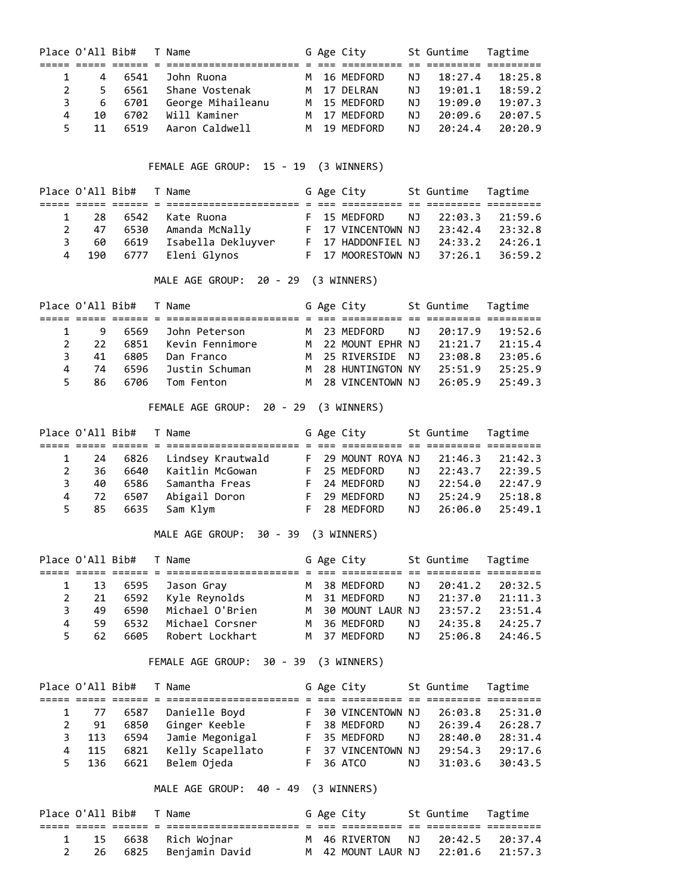| Place | O'All | Bib# | T | Name | G | Age | City | St | Guntime | Tagtime |
|---|---|---|---|---|---|---|---|---|---|---|
| 1 | 4 | 6541 | | John Ruona | M | 16 | MEDFORD | NJ | 18:27.4 | 18:25.8 |
| 2 | 5 | 6561 | | Shane Vostenak | M | 17 | DELRAN | NJ | 19:01.1 | 18:59.2 |
| 3 | 6 | 6701 | | George Mihaileanu | M | 15 | MEDFORD | NJ | 19:09.0 | 19:07.3 |
| 4 | 10 | 6702 | | Will Kaminer | M | 17 | MEDFORD | NJ | 20:09.6 | 20:07.5 |
| 5 | 11 | 6519 | | Aaron Caldwell | M | 19 | MEDFORD | NJ | 20:24.4 | 20:20.9 |

FEMALE AGE GROUP: 15 - 19 (3 WINNERS)

| Place | O'All | Bib# | T | Name | G | Age | City | St | Guntime | Tagtime |
|---|---|---|---|---|---|---|---|---|---|---|
| 1 | 28 | 6542 | | Kate Ruona | F | 15 | MEDFORD | NJ | 22:03.3 | 21:59.6 |
| 2 | 47 | 6530 | | Amanda McNally | F | 17 | VINCENTOWN | NJ | 23:42.4 | 23:32.8 |
| 3 | 60 | 6619 | | Isabella Dekluyver | F | 17 | HADDONFIEL | NJ | 24:33.2 | 24:26.1 |
| 4 | 190 | 6777 | | Eleni Glynos | F | 17 | MOORESTOWN | NJ | 37:26.1 | 36:59.2 |

MALE AGE GROUP: 20 - 29 (3 WINNERS)

| Place | O'All | Bib# | T | Name | G | Age | City | St | Guntime | Tagtime |
|---|---|---|---|---|---|---|---|---|---|---|
| 1 | 9 | 6569 | | John Peterson | M | 23 | MEDFORD | NJ | 20:17.9 | 19:52.6 |
| 2 | 22 | 6851 | | Kevin Fennimore | M | 22 | MOUNT EPHR | NJ | 21:21.7 | 21:15.4 |
| 3 | 41 | 6805 | | Dan Franco | M | 25 | RIVERSIDE | NJ | 23:08.8 | 23:05.6 |
| 4 | 74 | 6596 | | Justin Schuman | M | 28 | HUNTINGTON | NY | 25:51.9 | 25:25.9 |
| 5 | 86 | 6706 | | Tom Fenton | M | 28 | VINCENTOWN | NJ | 26:05.9 | 25:49.3 |

FEMALE AGE GROUP: 20 - 29 (3 WINNERS)

| Place | O'All | Bib# | T | Name | G | Age | City | St | Guntime | Tagtime |
|---|---|---|---|---|---|---|---|---|---|---|
| 1 | 24 | 6826 | | Lindsey Krautwald | F | 29 | MOUNT ROYA | NJ | 21:46.3 | 21:42.3 |
| 2 | 36 | 6640 | | Kaitlin McGowan | F | 25 | MEDFORD | NJ | 22:43.7 | 22:39.5 |
| 3 | 40 | 6586 | | Samantha Freas | F | 24 | MEDFORD | NJ | 22:54.0 | 22:47.9 |
| 4 | 72 | 6507 | | Abigail Doron | F | 29 | MEDFORD | NJ | 25:24.9 | 25:18.8 |
| 5 | 85 | 6635 | | Sam Klym | F | 28 | MEDFORD | NJ | 26:06.0 | 25:49.1 |

MALE AGE GROUP: 30 - 39 (3 WINNERS)

| Place | O'All | Bib# | T | Name | G | Age | City | St | Guntime | Tagtime |
|---|---|---|---|---|---|---|---|---|---|---|
| 1 | 13 | 6595 | | Jason Gray | M | 38 | MEDFORD | NJ | 20:41.2 | 20:32.5 |
| 2 | 21 | 6592 | | Kyle Reynolds | M | 31 | MEDFORD | NJ | 21:37.0 | 21:11.3 |
| 3 | 49 | 6590 | | Michael O'Brien | M | 30 | MOUNT LAUR | NJ | 23:57.2 | 23:51.4 |
| 4 | 59 | 6532 | | Michael Corsner | M | 36 | MEDFORD | NJ | 24:35.8 | 24:25.7 |
| 5 | 62 | 6605 | | Robert Lockhart | M | 37 | MEDFORD | NJ | 25:06.8 | 24:46.5 |

FEMALE AGE GROUP: 30 - 39 (3 WINNERS)

| Place | O'All | Bib# | T | Name | G | Age | City | St | Guntime | Tagtime |
|---|---|---|---|---|---|---|---|---|---|---|
| 1 | 77 | 6587 | | Danielle Boyd | F | 30 | VINCENTOWN | NJ | 26:03.8 | 25:31.0 |
| 2 | 91 | 6850 | | Ginger Keeble | F | 38 | MEDFORD | NJ | 26:39.4 | 26:28.7 |
| 3 | 113 | 6594 | | Jamie Megonigal | F | 35 | MEDFORD | NJ | 28:40.0 | 28:31.4 |
| 4 | 115 | 6821 | | Kelly Scapellato | F | 37 | VINCENTOWN | NJ | 29:54.3 | 29:17.6 |
| 5 | 136 | 6621 | | Belem Ojeda | F | 36 | ATCO | NJ | 31:03.6 | 30:43.5 |

MALE AGE GROUP: 40 - 49 (3 WINNERS)

| Place | O'All | Bib# | T | Name | G | Age | City | St | Guntime | Tagtime |
|---|---|---|---|---|---|---|---|---|---|---|
| 1 | 15 | 6638 | | Rich Wojnar | M | 46 | RIVERTON | NJ | 20:42.5 | 20:37.4 |
| 2 | 26 | 6825 | | Benjamin David | M | 42 | MOUNT LAUR | NJ | 22:01.6 | 21:57.3 |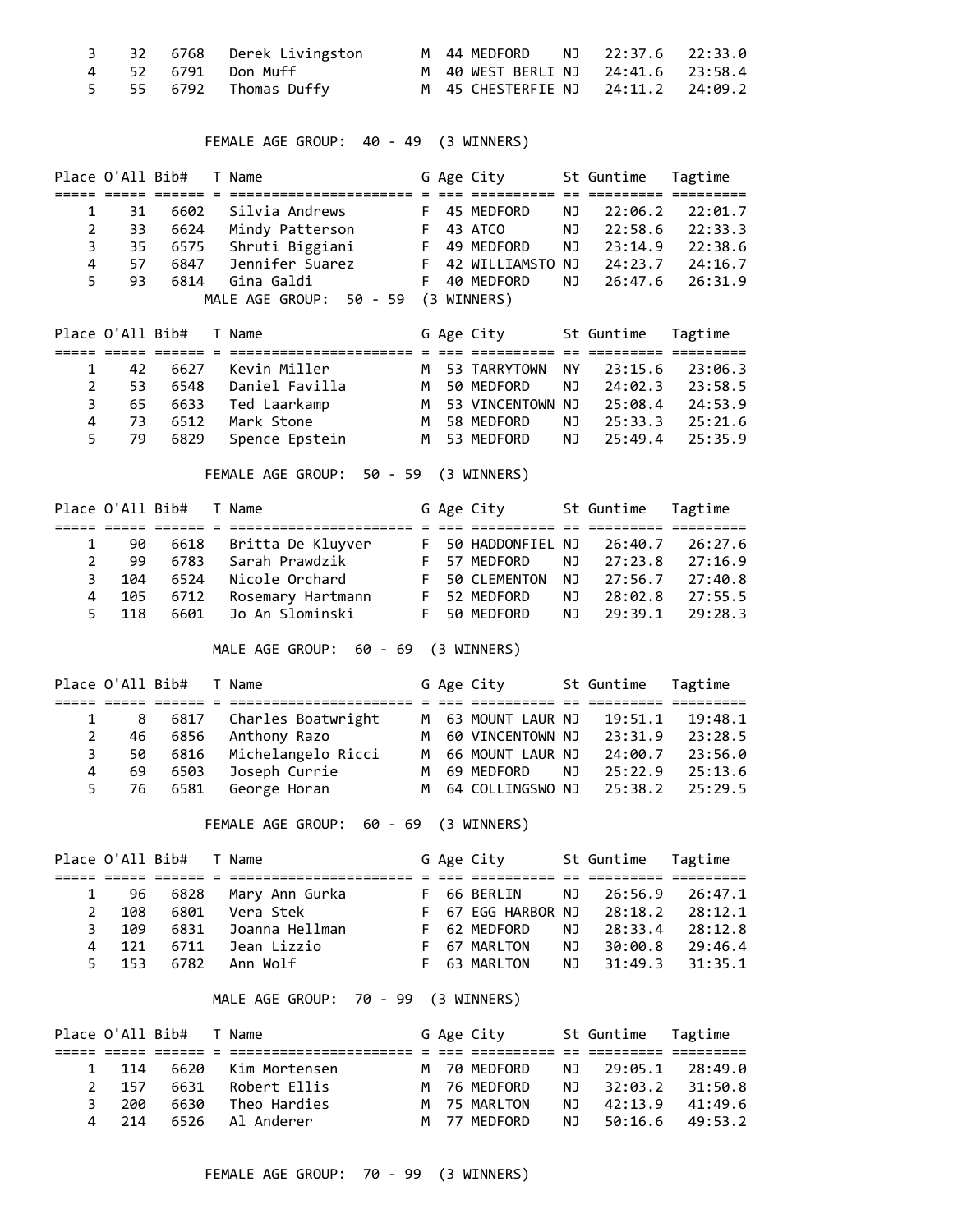| Place | O'All | Bib# | T | Name | G | Age | City | St | Guntime | Tagtime |
|---|---|---|---|---|---|---|---|---|---|---|
| 3 | 32 | 6768 | | Derek Livingston | M | 44 | MEDFORD | NJ | 22:37.6 | 22:33.0 |
| 4 | 52 | 6791 | | Don Muff | M | 40 | WEST BERLI | NJ | 24:41.6 | 23:58.4 |
| 5 | 55 | 6792 | | Thomas Duffy | M | 45 | CHESTERFIE | NJ | 24:11.2 | 24:09.2 |

FEMALE AGE GROUP: 40 - 49 (3 WINNERS)

| Place | O'All | Bib# | T | Name | G | Age | City | St | Guntime | Tagtime |
|---|---|---|---|---|---|---|---|---|---|---|
| 1 | 31 | 6602 | | Silvia Andrews | F | 45 | MEDFORD | NJ | 22:06.2 | 22:01.7 |
| 2 | 33 | 6624 | | Mindy Patterson | F | 43 | ATCO | NJ | 22:58.6 | 22:33.3 |
| 3 | 35 | 6575 | | Shruti Biggiani | F | 49 | MEDFORD | NJ | 23:14.9 | 22:38.6 |
| 4 | 57 | 6847 | | Jennifer Suarez | F | 42 | WILLIAMSTO | NJ | 24:23.7 | 24:16.7 |
| 5 | 93 | 6814 | | Gina Galdi | F | 40 | MEDFORD | NJ | 26:47.6 | 26:31.9 |

MALE AGE GROUP: 50 - 59 (3 WINNERS)

| Place | O'All | Bib# | T | Name | G | Age | City | St | Guntime | Tagtime |
|---|---|---|---|---|---|---|---|---|---|---|
| 1 | 42 | 6627 | | Kevin Miller | M | 53 | TARRYTOWN | NY | 23:15.6 | 23:06.3 |
| 2 | 53 | 6548 | | Daniel Favilla | M | 50 | MEDFORD | NJ | 24:02.3 | 23:58.5 |
| 3 | 65 | 6633 | | Ted Laarkamp | M | 53 | VINCENTOWN | NJ | 25:08.4 | 24:53.9 |
| 4 | 73 | 6512 | | Mark Stone | M | 58 | MEDFORD | NJ | 25:33.3 | 25:21.6 |
| 5 | 79 | 6829 | | Spence Epstein | M | 53 | MEDFORD | NJ | 25:49.4 | 25:35.9 |

FEMALE AGE GROUP: 50 - 59 (3 WINNERS)

| Place | O'All | Bib# | T | Name | G | Age | City | St | Guntime | Tagtime |
|---|---|---|---|---|---|---|---|---|---|---|
| 1 | 90 | 6618 | | Britta De Kluyver | F | 50 | HADDONFIEL | NJ | 26:40.7 | 26:27.6 |
| 2 | 99 | 6783 | | Sarah Prawdzik | F | 57 | MEDFORD | NJ | 27:23.8 | 27:16.9 |
| 3 | 104 | 6524 | | Nicole Orchard | F | 50 | CLEMENTON | NJ | 27:56.7 | 27:40.8 |
| 4 | 105 | 6712 | | Rosemary Hartmann | F | 52 | MEDFORD | NJ | 28:02.8 | 27:55.5 |
| 5 | 118 | 6601 | | Jo An Slominski | F | 50 | MEDFORD | NJ | 29:39.1 | 29:28.3 |

MALE AGE GROUP: 60 - 69 (3 WINNERS)

| Place | O'All | Bib# | T | Name | G | Age | City | St | Guntime | Tagtime |
|---|---|---|---|---|---|---|---|---|---|---|
| 1 | 8 | 6817 | | Charles Boatwright | M | 63 | MOUNT LAUR | NJ | 19:51.1 | 19:48.1 |
| 2 | 46 | 6856 | | Anthony Razo | M | 60 | VINCENTOWN | NJ | 23:31.9 | 23:28.5 |
| 3 | 50 | 6816 | | Michelangelo Ricci | M | 66 | MOUNT LAUR | NJ | 24:00.7 | 23:56.0 |
| 4 | 69 | 6503 | | Joseph Currie | M | 69 | MEDFORD | NJ | 25:22.9 | 25:13.6 |
| 5 | 76 | 6581 | | George Horan | M | 64 | COLLINGSWO | NJ | 25:38.2 | 25:29.5 |

FEMALE AGE GROUP: 60 - 69 (3 WINNERS)

| Place | O'All | Bib# | T | Name | G | Age | City | St | Guntime | Tagtime |
|---|---|---|---|---|---|---|---|---|---|---|
| 1 | 96 | 6828 | | Mary Ann Gurka | F | 66 | BERLIN | NJ | 26:56.9 | 26:47.1 |
| 2 | 108 | 6801 | | Vera Stek | F | 67 | EGG HARBOR | NJ | 28:18.2 | 28:12.1 |
| 3 | 109 | 6831 | | Joanna Hellman | F | 62 | MEDFORD | NJ | 28:33.4 | 28:12.8 |
| 4 | 121 | 6711 | | Jean Lizzio | F | 67 | MARLTON | NJ | 30:00.8 | 29:46.4 |
| 5 | 153 | 6782 | | Ann Wolf | F | 63 | MARLTON | NJ | 31:49.3 | 31:35.1 |

MALE AGE GROUP: 70 - 99 (3 WINNERS)

| Place | O'All | Bib# | T | Name | G | Age | City | St | Guntime | Tagtime |
|---|---|---|---|---|---|---|---|---|---|---|
| 1 | 114 | 6620 | | Kim Mortensen | M | 70 | MEDFORD | NJ | 29:05.1 | 28:49.0 |
| 2 | 157 | 6631 | | Robert Ellis | M | 76 | MEDFORD | NJ | 32:03.2 | 31:50.8 |
| 3 | 200 | 6630 | | Theo Hardies | M | 75 | MARLTON | NJ | 42:13.9 | 41:49.6 |
| 4 | 214 | 6526 | | Al Anderer | M | 77 | MEDFORD | NJ | 50:16.6 | 49:53.2 |

FEMALE AGE GROUP: 70 - 99 (3 WINNERS)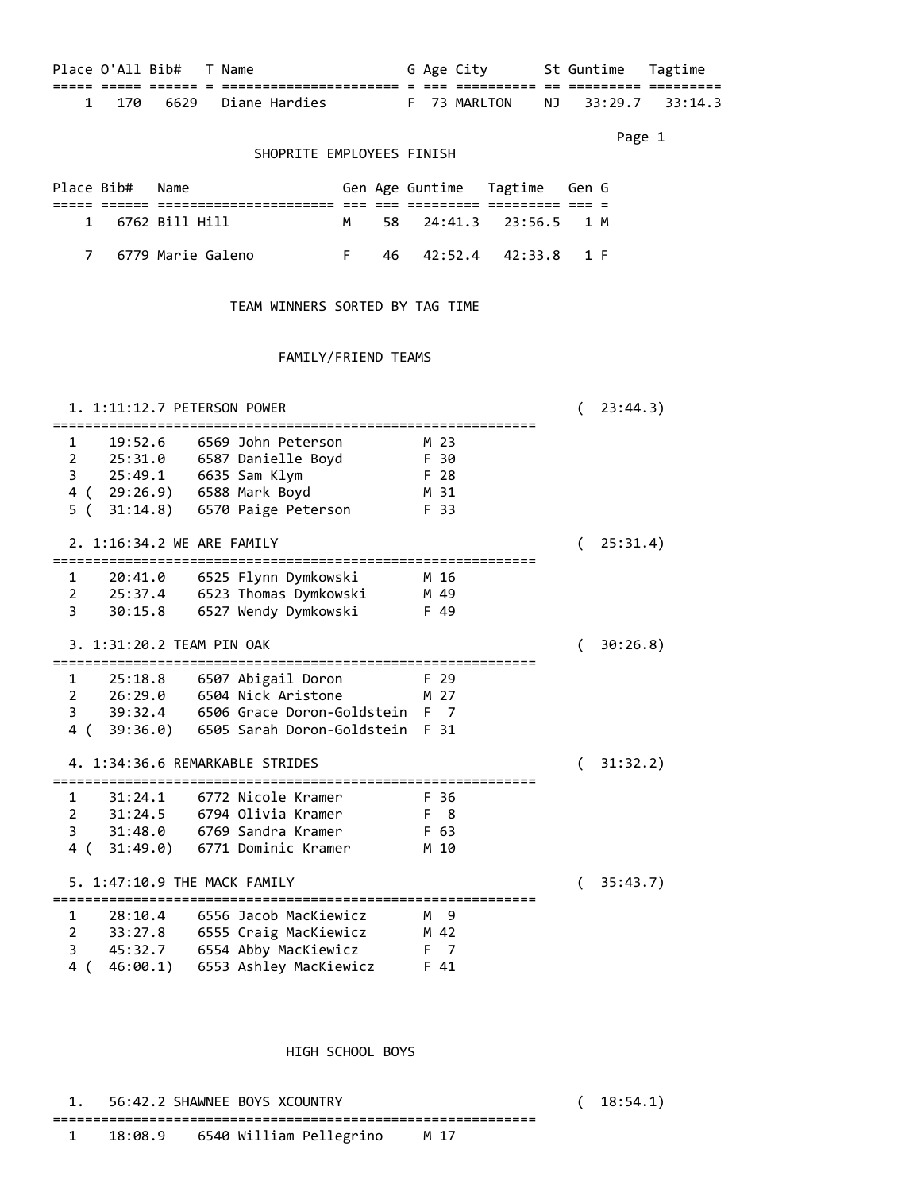| Place | O'All | Bib# | T | Name | G | Age | City | St | Guntime | Tagtime |
|---|---|---|---|---|---|---|---|---|---|---|
| 1 | 170 | 6629 | | Diane Hardies | F | 73 | MARLTON | NJ | 33:29.7 | 33:14.3 |

## SHOPRITE EMPLOYEES FINISH

| Place | Bib# | Name | Gen | Age | Guntime | Tagtime | Gen | G |
|---|---|---|---|---|---|---|---|---|
| 1 | 6762 | Bill Hill | M | 58 | 24:41.3 | 23:56.5 | 1 | M |
| 7 | 6779 | Marie Galeno | F | 46 | 42:52.4 | 42:33.8 | 1 | F |

## TEAM WINNERS SORTED BY TAG TIME

### FAMILY/FRIEND TEAMS

**1. 1:11:12.7 PETERSON POWER** ( 23:44.3)

| | Time | Bib | Name | G | Age |
|---|---|---|---|---|---|
| 1 | 19:52.6 | 6569 | John Peterson | M | 23 |
| 2 | 25:31.0 | 6587 | Danielle Boyd | F | 30 |
| 3 | 25:49.1 | 6635 | Sam Klym | F | 28 |
| 4 | ( 29:26.9) | 6588 | Mark Boyd | M | 31 |
| 5 | ( 31:14.8) | 6570 | Paige Peterson | F | 33 |

**2. 1:16:34.2 WE ARE FAMILY** ( 25:31.4)

| | Time | Bib | Name | G | Age |
|---|---|---|---|---|---|
| 1 | 20:41.0 | 6525 | Flynn Dymkowski | M | 16 |
| 2 | 25:37.4 | 6523 | Thomas Dymkowski | M | 49 |
| 3 | 30:15.8 | 6527 | Wendy Dymkowski | F | 49 |

**3. 1:31:20.2 TEAM PIN OAK** ( 30:26.8)

| | Time | Bib | Name | G | Age |
|---|---|---|---|---|---|
| 1 | 25:18.8 | 6507 | Abigail Doron | F | 29 |
| 2 | 26:29.0 | 6504 | Nick Aristone | M | 27 |
| 3 | 39:32.4 | 6506 | Grace Doron-Goldstein | F | 7 |
| 4 | ( 39:36.0) | 6505 | Sarah Doron-Goldstein | F | 31 |

**4. 1:34:36.6 REMARKABLE STRIDES** ( 31:32.2)

| | Time | Bib | Name | G | Age |
|---|---|---|---|---|---|
| 1 | 31:24.1 | 6772 | Nicole Kramer | F | 36 |
| 2 | 31:24.5 | 6794 | Olivia Kramer | F | 8 |
| 3 | 31:48.0 | 6769 | Sandra Kramer | F | 63 |
| 4 | ( 31:49.0) | 6771 | Dominic Kramer | M | 10 |

**5. 1:47:10.9 THE MACK FAMILY** ( 35:43.7)

| | Time | Bib | Name | G | Age |
|---|---|---|---|---|---|
| 1 | 28:10.4 | 6556 | Jacob MacKiewicz | M | 9 |
| 2 | 33:27.8 | 6555 | Craig MacKiewicz | M | 42 |
| 3 | 45:32.7 | 6554 | Abby MacKiewicz | F | 7 |
| 4 | ( 46:00.1) | 6553 | Ashley MacKiewicz | F | 41 |

### HIGH SCHOOL BOYS

**1. 56:42.2 SHAWNEE BOYS XCOUNTRY** ( 18:54.1)

| | Time | Bib | Name | G | Age |
|---|---|---|---|---|---|
| 1 | 18:08.9 | 6540 | William Pellegrino | M | 17 |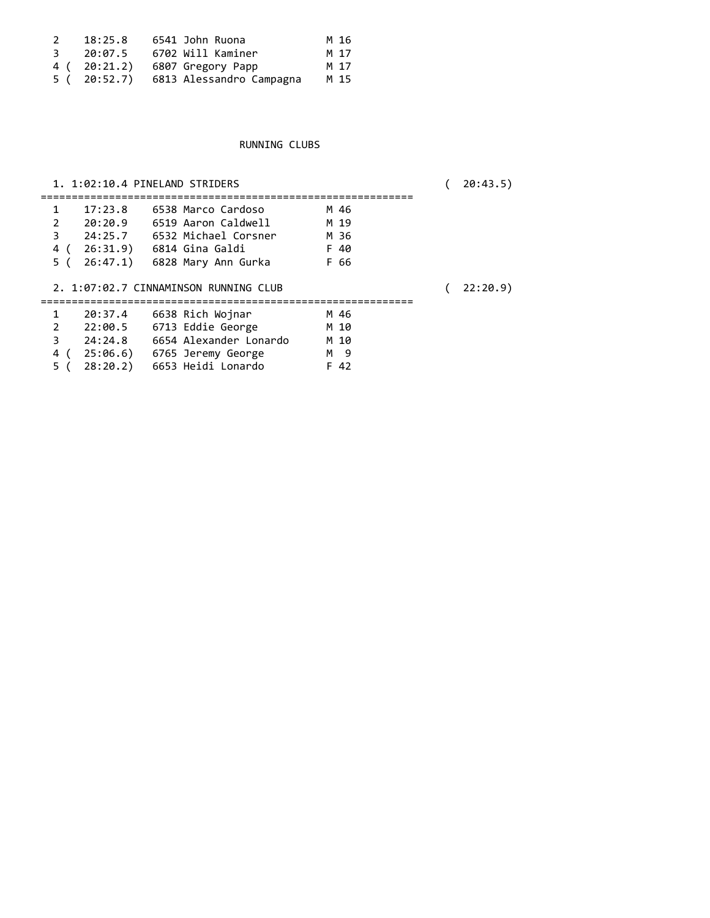| | | | | |
|---|---|---|---|---|
| 2 | 18:25.8 | 6541 John Ruona | M 16 | |
| 3 | 20:07.5 | 6702 Will Kaminer | M 17 | |
| 4 | ( 20:21.2) | 6807 Gregory Papp | M 17 | |
| 5 | ( 20:52.7) | 6813 Alessandro Campagna | M 15 | |

## RUNNING CLUBS

### 1. 1:02:10.4 PINELAND STRIDERS ( 20:43.5)

| | | | | |
|---|---|---|---|---|
| 1 | 17:23.8 | 6538 Marco Cardoso | M 46 | |
| 2 | 20:20.9 | 6519 Aaron Caldwell | M 19 | |
| 3 | 24:25.7 | 6532 Michael Corsner | M 36 | |
| 4 | ( 26:31.9) | 6814 Gina Galdi | F 40 | |
| 5 | ( 26:47.1) | 6828 Mary Ann Gurka | F 66 | |

### 2. 1:07:02.7 CINNAMINSON RUNNING CLUB ( 22:20.9)

| | | | | |
|---|---|---|---|---|
| 1 | 20:37.4 | 6638 Rich Wojnar | M 46 | |
| 2 | 22:00.5 | 6713 Eddie George | M 10 | |
| 3 | 24:24.8 | 6654 Alexander Lonardo | M 10 | |
| 4 | ( 25:06.6) | 6765 Jeremy George | M 9 | |
| 5 | ( 28:20.2) | 6653 Heidi Lonardo | F 42 | |